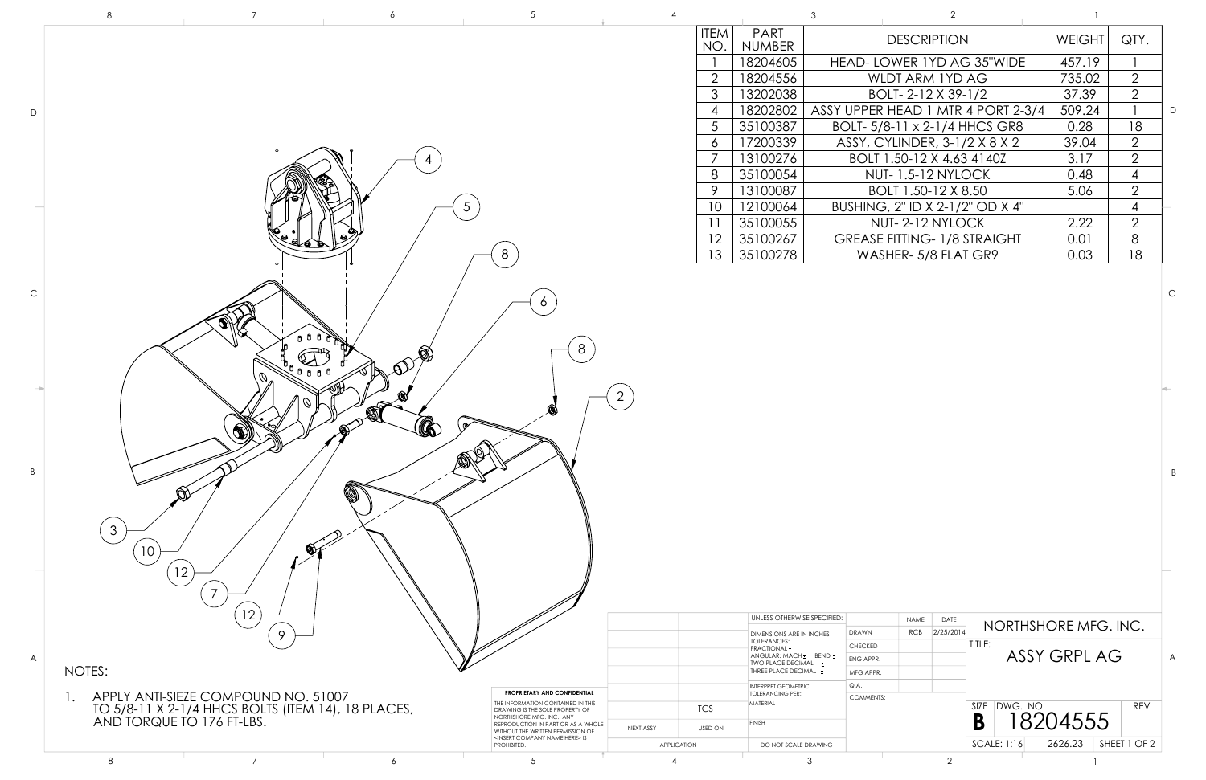| ITEM NO. | PART NUMBER | DESCRIPTION | WEIGHT | QTY. |
|---|---|---|---|---|
| 1 | 18204605 | HEAD- LOWER 1YD AG 35"WIDE | 457.19 | 1 |
| 2 | 18204556 | WLDT ARM 1YD AG | 735.02 | 2 |
| 3 | 13202038 | BOLT- 2-12 X 39-1/2 | 37.39 | 2 |
| 4 | 18202802 | ASSY UPPER HEAD 1 MTR 4 PORT 2-3/4 | 509.24 | 1 |
| 5 | 35100387 | BOLT- 5/8-11 x 2-1/4 HHCS GR8 | 0.28 | 18 |
| 6 | 17200339 | ASSY, CYLINDER, 3-1/2 X 8 X 2 | 39.04 | 2 |
| 7 | 13100276 | BOLT 1.50-12 X 4.63 4140Z | 3.17 | 2 |
| 8 | 35100054 | NUT- 1.5-12 NYLOCK | 0.48 | 4 |
| 9 | 13100087 | BOLT 1.50-12 X 8.50 | 5.06 | 2 |
| 10 | 12100064 | BUSHING, 2" ID X 2-1/2" OD X 4" | | 4 |
| 11 | 35100055 | NUT- 2-12 NYLOCK | 2.22 | 2 |
| 12 | 35100267 | GREASE FITTING- 1/8 STRAIGHT | 0.01 | 8 |
| 13 | 35100278 | WASHER- 5/8 FLAT GR9 | 0.03 | 18 |

NOTES:

1. APPLY ANTI-SIEZE COMPOUND NO. 51007 TO 5/8-11 X 2-1/4 HHCS BOLTS (ITEM 14), 18 PLACES, AND TORQUE TO 176 FT-LBS.

**PROPRIETARY AND CONFIDENTIAL**

THE INFORMATION CONTAINED IN THIS DRAWING IS THE SOLE PROPERTY OF NORTHSHORE MFG. INC. ANY REPRODUCTION IN PART OR AS A WHOLE WITHOUT THE WRITTEN PERMISSION OF <INSERT COMPANY NAME HERE> IS PROHIBITED.

| NEXT ASSY | USED ON |
|---|---|
| APPLICATION | |

UNLESS OTHERWISE SPECIFIED:
DIMENSIONS ARE IN INCHES
TOLERANCES:
FRACTIONAL ±
ANGULAR: MACH ± BEND ±
TWO PLACE DECIMAL ±
THREE PLACE DECIMAL ±

INTERPRET GEOMETRIC TOLERANCING PER:
MATERIAL
TCS
FINISH
DO NOT SCALE DRAWING

| | NAME | DATE |
|---|---|---|
| DRAWN | RCB | 2/25/2014 |
| CHECKED | | |
| ENG APPR. | | |
| MFG APPR. | | |
| Q.A. | | |
| COMMENTS: | | |

NORTHSHORE MFG. INC.

TITLE: ASSY GRPL AG

SIZE: B | DWG. NO. 18204555 | REV

SCALE: 1:16 | 2626.23 | SHEET 1 OF 2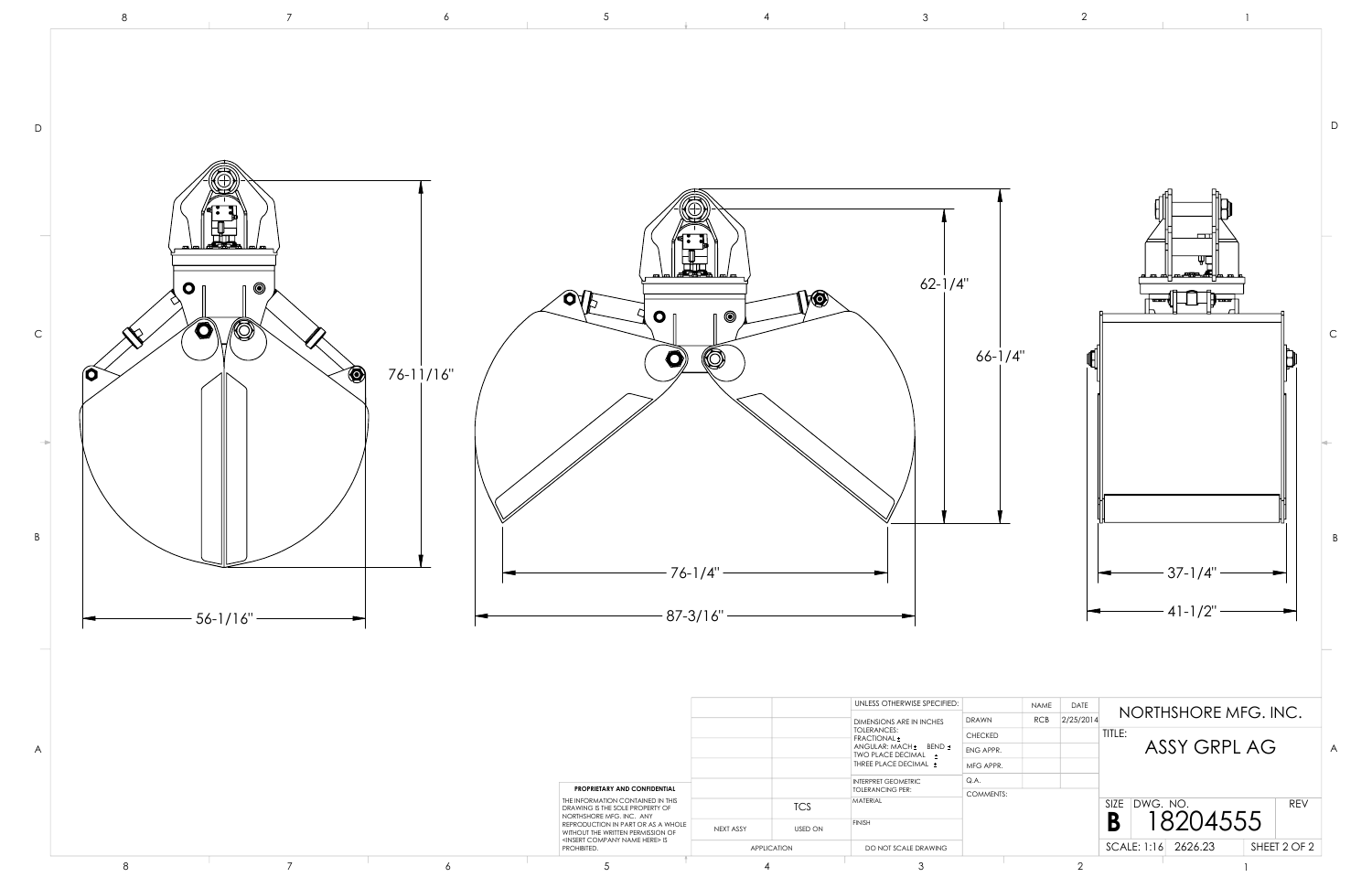76-11/16"

56-1/16"

62-1/4"

66-1/4"

76-1/4"

87-3/16"

37-1/4"

41-1/2"

**PROPRIETARY AND CONFIDENTIAL**

THE INFORMATION CONTAINED IN THIS DRAWING IS THE SOLE PROPERTY OF NORTHSHORE MFG. INC. ANY REPRODUCTION IN PART OR AS A WHOLE WITHOUT THE WRITTEN PERMISSION OF <INSERT COMPANY NAME HERE> IS PROHIBITED.

| | | | | | |
|---|---|---|---|---|---|
| | | UNLESS OTHERWISE SPECIFIED: | | NAME | DATE |
| | | DIMENSIONS ARE IN INCHES TOLERANCES: FRACTIONAL ± ANGULAR: MACH ± BEND ± TWO PLACE DECIMAL ± THREE PLACE DECIMAL ± | DRAWN | RCB | 2/25/2014 |
| | | | CHECKED | | |
| | | | ENG APPR. | | |
| | | | MFG APPR. | | |
| | | INTERPRET GEOMETRIC TOLERANCING PER: | Q.A. | | |
| | TCS | MATERIAL | COMMENTS: | | |
| NEXT ASSY | USED ON | FINISH | | | |
| APPLICATION | | DO NOT SCALE DRAWING | | | |

NORTHSHORE MFG. INC.

TITLE: ASSY GRPL AG

| SIZE | DWG. NO. | REV |
|---|---|---|
| B | 18204555 | |
| SCALE: 1:16 | 2626.23 | SHEET 2 OF 2 |